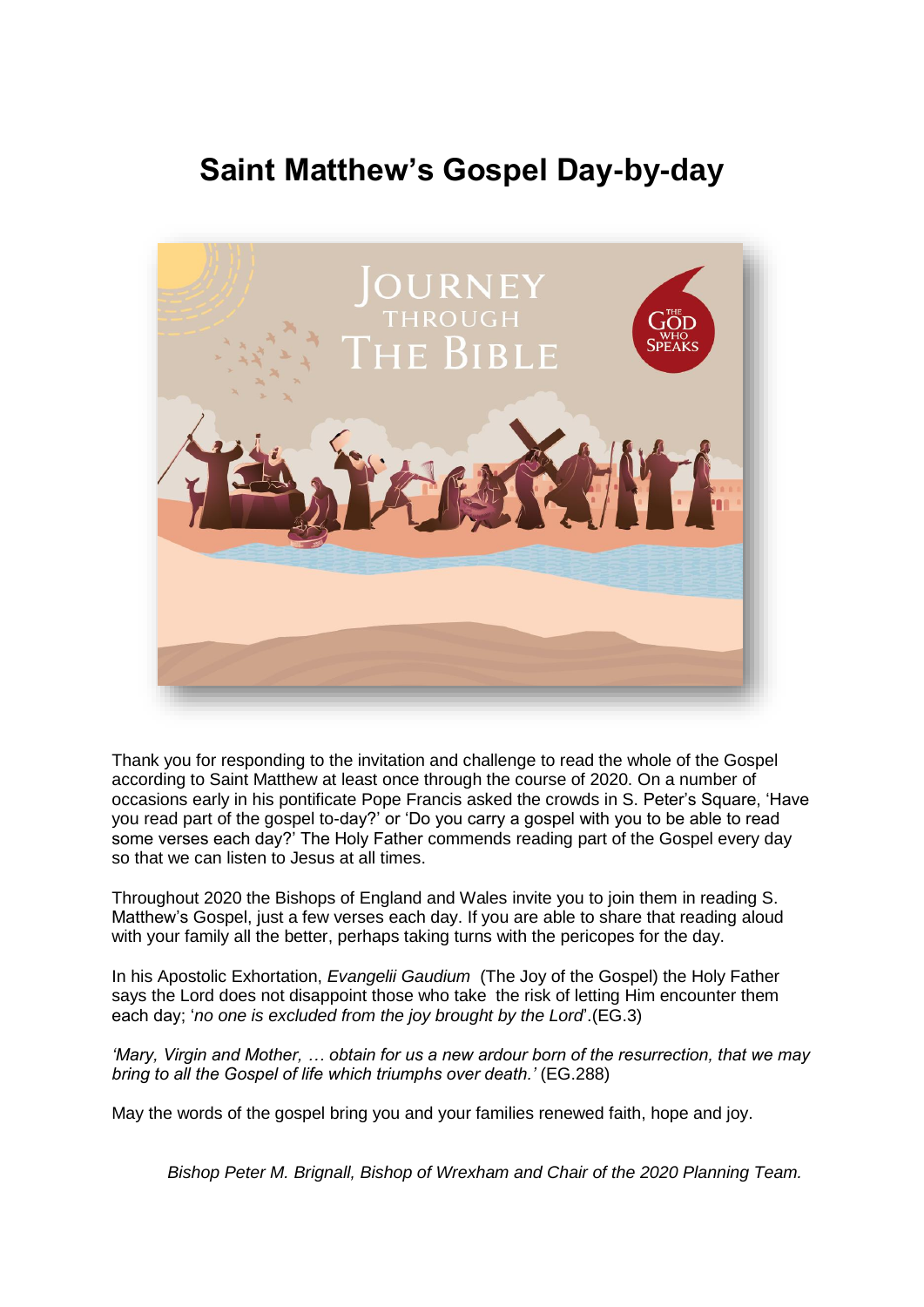# Saint Matthew's Gospel Day-by-day

Thank you for responding to the invitation and challenge to read the whole of the Gospel according to Saint Matthew at least once through the course of 2020. On a number of occasions early in his pontificate Pope Francis asked the crowds in S. Peter's Square, 'Have you read part of the gospel to-day?' or 'Do you carry a gospel with you to be able to read some verses each day?' The Holy Father commends reading part of the Gospel every day so that we can listen to Jesus at all times.

Throughout 2020 the Bishops of England and Wales invite you to join them in reading S. Matthew's Gospel, just a few verses each day. If you are able to share that reading aloud with your family all the better, perhaps taking turns with the pericopes for the day.

In his Apostolic Exhortation, *Evangelii Gaudium* (The Joy of the Gospel) the Holy Father says the Lord does not disappoint those who take the risk of letting Him encounter them each day; '*no one is excluded from the joy brought by the Lord*'.(EG.3)

*'Mary, Virgin and Mother, … obtain for us a new ardour born of the resurrection, that we may bring to all the Gospel of life which triumphs over death.'* (EG.288)

May the words of the gospel bring you and your families renewed faith, hope and joy.

*Bishop Peter M. Brignall, Bishop of Wrexham and Chair of the 2020 Planning Team.*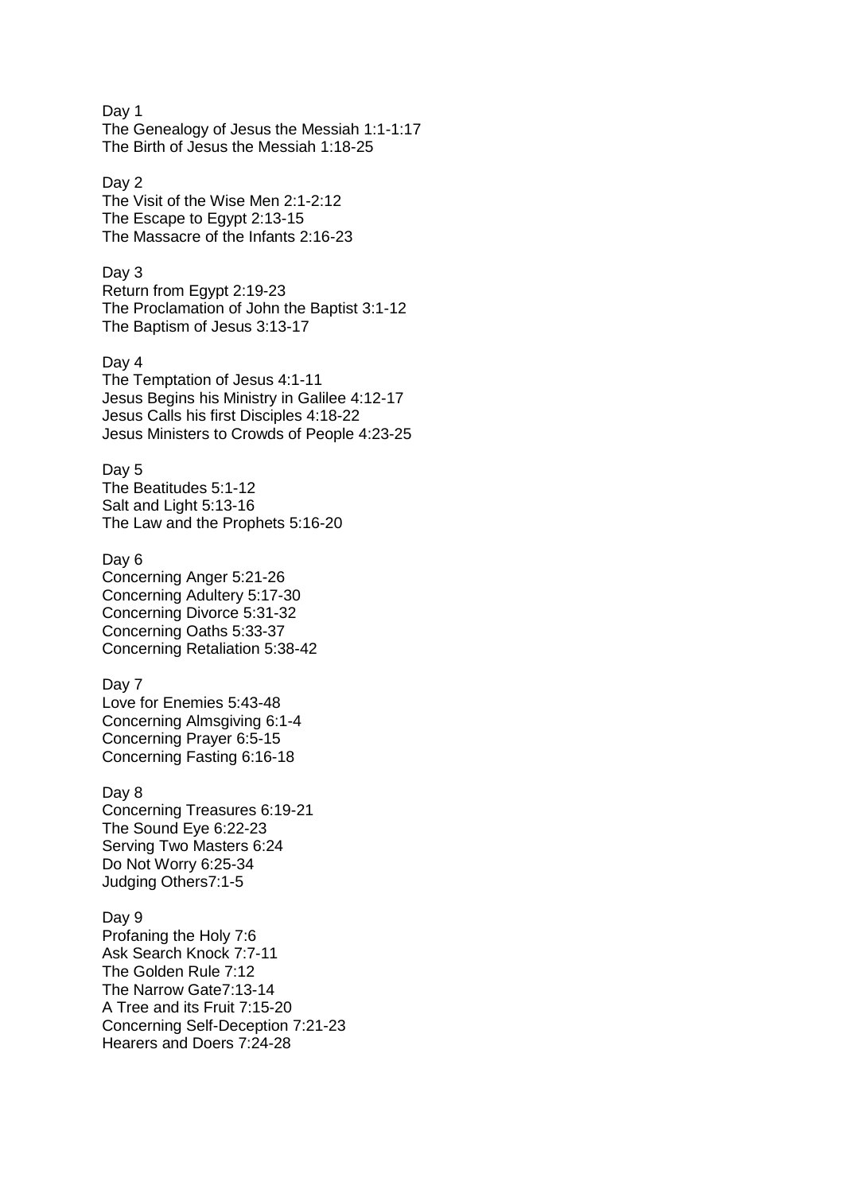Day 1

The Genealogy of Jesus the Messiah 1:1-1:17
The Birth of Jesus the Messiah 1:18-25

Day 2

The Visit of the Wise Men 2:1-2:12
The Escape to Egypt 2:13-15
The Massacre of the Infants 2:16-23

Day 3

Return from Egypt 2:19-23
The Proclamation of John the Baptist 3:1-12
The Baptism of Jesus 3:13-17

Day 4

The Temptation of Jesus 4:1-11
Jesus Begins his Ministry in Galilee 4:12-17
Jesus Calls his first Disciples 4:18-22
Jesus Ministers to Crowds of People 4:23-25

Day 5

The Beatitudes 5:1-12
Salt and Light 5:13-16
The Law and the Prophets 5:16-20

Day 6

Concerning Anger 5:21-26
Concerning Adultery 5:17-30
Concerning Divorce 5:31-32
Concerning Oaths 5:33-37
Concerning Retaliation 5:38-42

Day 7

Love for Enemies 5:43-48
Concerning Almsgiving 6:1-4
Concerning Prayer 6:5-15
Concerning Fasting 6:16-18

Day 8

Concerning Treasures 6:19-21
The Sound Eye 6:22-23
Serving Two Masters 6:24
Do Not Worry 6:25-34
Judging Others7:1-5

Day 9

Profaning the Holy 7:6
Ask Search Knock 7:7-11
The Golden Rule 7:12
The Narrow Gate7:13-14
A Tree and its Fruit 7:15-20
Concerning Self-Deception 7:21-23
Hearers and Doers 7:24-28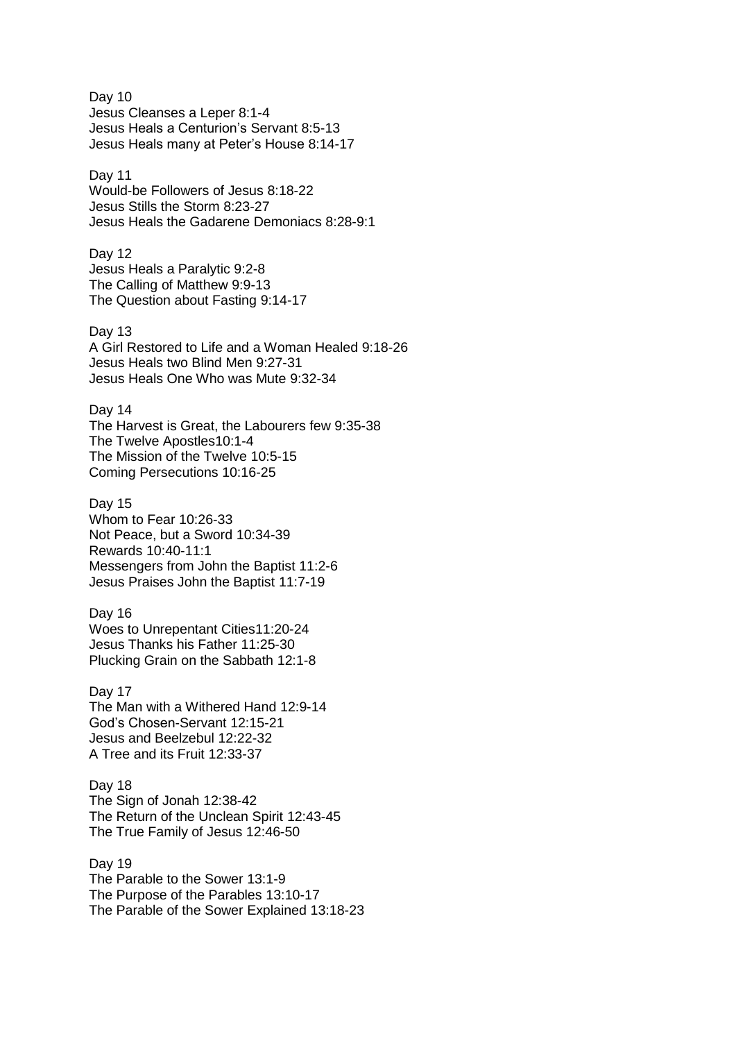Day 10
Jesus Cleanses a Leper 8:1-4
Jesus Heals a Centurion's Servant 8:5-13
Jesus Heals many at Peter's House 8:14-17

Day 11
Would-be Followers of Jesus 8:18-22
Jesus Stills the Storm 8:23-27
Jesus Heals the Gadarene Demoniacs 8:28-9:1

Day 12
Jesus Heals a Paralytic 9:2-8
The Calling of Matthew 9:9-13
The Question about Fasting 9:14-17

Day 13
A Girl Restored to Life and a Woman Healed 9:18-26
Jesus Heals two Blind Men 9:27-31
Jesus Heals One Who was Mute 9:32-34

Day 14
The Harvest is Great, the Labourers few 9:35-38
The Twelve Apostles10:1-4
The Mission of the Twelve 10:5-15
Coming Persecutions 10:16-25

Day 15
Whom to Fear 10:26-33
Not Peace, but a Sword 10:34-39
Rewards 10:40-11:1
Messengers from John the Baptist 11:2-6
Jesus Praises John the Baptist 11:7-19

Day 16
Woes to Unrepentant Cities11:20-24
Jesus Thanks his Father 11:25-30
Plucking Grain on the Sabbath 12:1-8

Day 17
The Man with a Withered Hand 12:9-14
God's Chosen-Servant 12:15-21
Jesus and Beelzebul 12:22-32
A Tree and its Fruit 12:33-37

Day 18
The Sign of Jonah 12:38-42
The Return of the Unclean Spirit 12:43-45
The True Family of Jesus 12:46-50

Day 19
The Parable to the Sower 13:1-9
The Purpose of the Parables 13:10-17
The Parable of the Sower Explained 13:18-23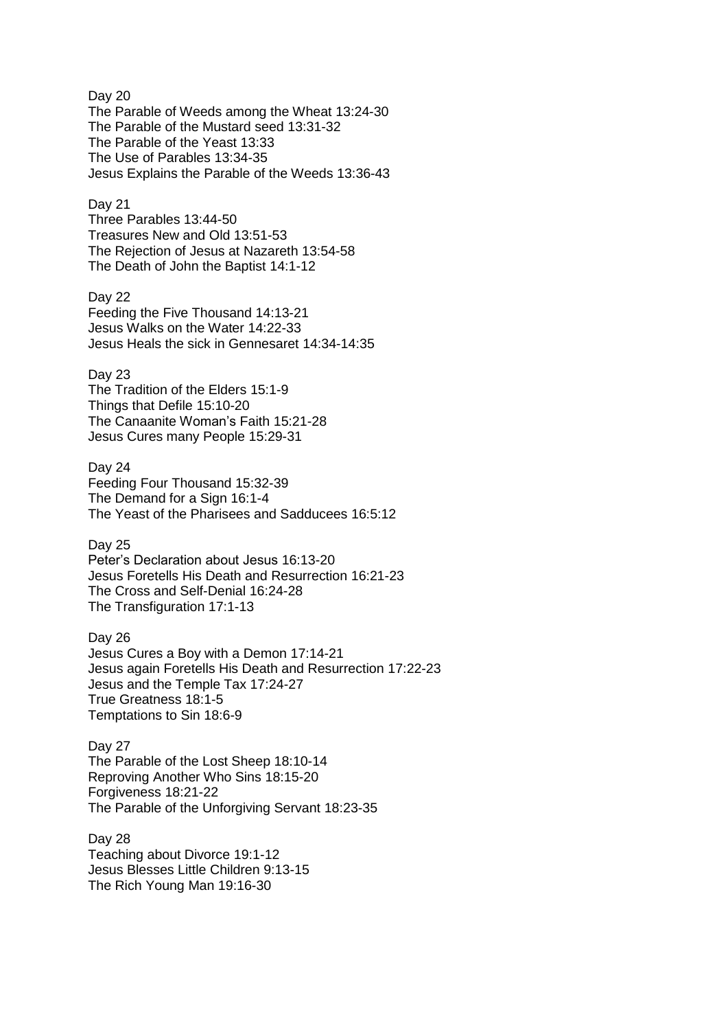Day 20
The Parable of Weeds among the Wheat 13:24-30
The Parable of the Mustard seed 13:31-32
The Parable of the Yeast 13:33
The Use of Parables 13:34-35
Jesus Explains the Parable of the Weeds 13:36-43

Day 21
Three Parables 13:44-50
Treasures New and Old 13:51-53
The Rejection of Jesus at Nazareth 13:54-58
The Death of John the Baptist 14:1-12

Day 22
Feeding the Five Thousand 14:13-21
Jesus Walks on the Water 14:22-33
Jesus Heals the sick in Gennesaret 14:34-14:35

Day 23
The Tradition of the Elders 15:1-9
Things that Defile 15:10-20
The Canaanite Woman's Faith 15:21-28
Jesus Cures many People 15:29-31

Day 24
Feeding Four Thousand 15:32-39
The Demand for a Sign 16:1-4
The Yeast of the Pharisees and Sadducees 16:5:12

Day 25
Peter's Declaration about Jesus 16:13-20
Jesus Foretells His Death and Resurrection 16:21-23
The Cross and Self-Denial 16:24-28
The Transfiguration 17:1-13

Day 26
Jesus Cures a Boy with a Demon 17:14-21
Jesus again Foretells His Death and Resurrection 17:22-23
Jesus and the Temple Tax 17:24-27
True Greatness 18:1-5
Temptations to Sin 18:6-9

Day 27
The Parable of the Lost Sheep 18:10-14
Reproving Another Who Sins 18:15-20
Forgiveness 18:21-22
The Parable of the Unforgiving Servant 18:23-35

Day 28
Teaching about Divorce 19:1-12
Jesus Blesses Little Children 9:13-15
The Rich Young Man 19:16-30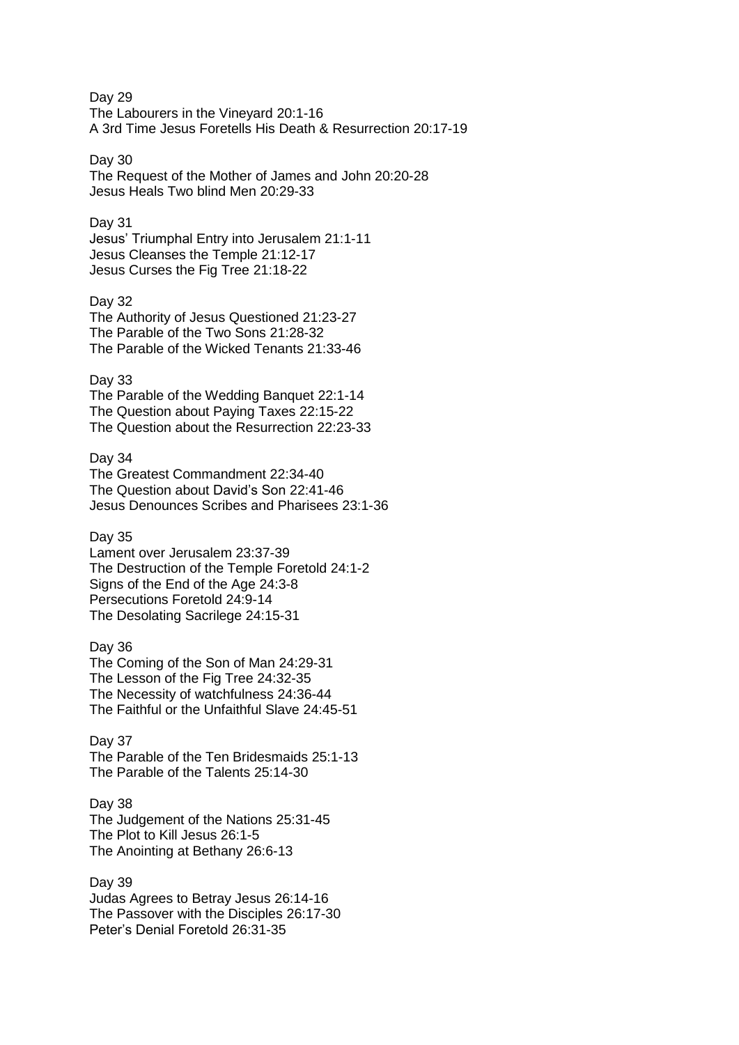Day 29
The Labourers in the Vineyard 20:1-16
A 3rd Time Jesus Foretells His Death & Resurrection 20:17-19

Day 30
The Request of the Mother of James and John 20:20-28
Jesus Heals Two blind Men 20:29-33

Day 31
Jesus' Triumphal Entry into Jerusalem 21:1-11
Jesus Cleanses the Temple 21:12-17
Jesus Curses the Fig Tree 21:18-22

Day 32
The Authority of Jesus Questioned 21:23-27
The Parable of the Two Sons 21:28-32
The Parable of the Wicked Tenants 21:33-46

Day 33
The Parable of the Wedding Banquet 22:1-14
The Question about Paying Taxes 22:15-22
The Question about the Resurrection 22:23-33

Day 34
The Greatest Commandment 22:34-40
The Question about David's Son 22:41-46
Jesus Denounces Scribes and Pharisees 23:1-36

Day 35
Lament over Jerusalem 23:37-39
The Destruction of the Temple Foretold 24:1-2
Signs of the End of the Age 24:3-8
Persecutions Foretold 24:9-14
The Desolating Sacrilege 24:15-31

Day 36
The Coming of the Son of Man 24:29-31
The Lesson of the Fig Tree 24:32-35
The Necessity of watchfulness 24:36-44
The Faithful or the Unfaithful Slave 24:45-51

Day 37
The Parable of the Ten Bridesmaids 25:1-13
The Parable of the Talents 25:14-30

Day 38
The Judgement of the Nations 25:31-45
The Plot to Kill Jesus 26:1-5
The Anointing at Bethany 26:6-13

Day 39
Judas Agrees to Betray Jesus 26:14-16
The Passover with the Disciples 26:17-30
Peter's Denial Foretold 26:31-35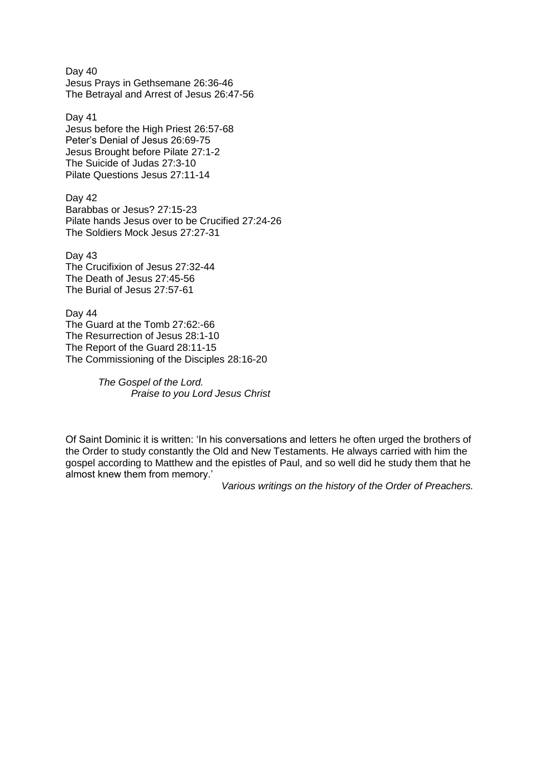Day 40
Jesus Prays in Gethsemane 26:36-46
The Betrayal and Arrest of Jesus 26:47-56

Day 41
Jesus before the High Priest 26:57-68
Peter's Denial of Jesus 26:69-75
Jesus Brought before Pilate 27:1-2
The Suicide of Judas 27:3-10
Pilate Questions Jesus 27:11-14

Day 42
Barabbas or Jesus? 27:15-23
Pilate hands Jesus over to be Crucified 27:24-26
The Soldiers Mock Jesus 27:27-31

Day 43
The Crucifixion of Jesus 27:32-44
The Death of Jesus 27:45-56
The Burial of Jesus 27:57-61

Day 44
The Guard at the Tomb 27:62:-66
The Resurrection of Jesus 28:1-10
The Report of the Guard 28:11-15
The Commissioning of the Disciples 28:16-20

*The Gospel of the Lord.*
*Praise to you Lord Jesus Christ*

Of Saint Dominic it is written: 'In his conversations and letters he often urged the brothers of the Order to study constantly the Old and New Testaments. He always carried with him the gospel according to Matthew and the epistles of Paul, and so well did he study them that he almost knew them from memory.'

*Various writings on the history of the Order of Preachers.*